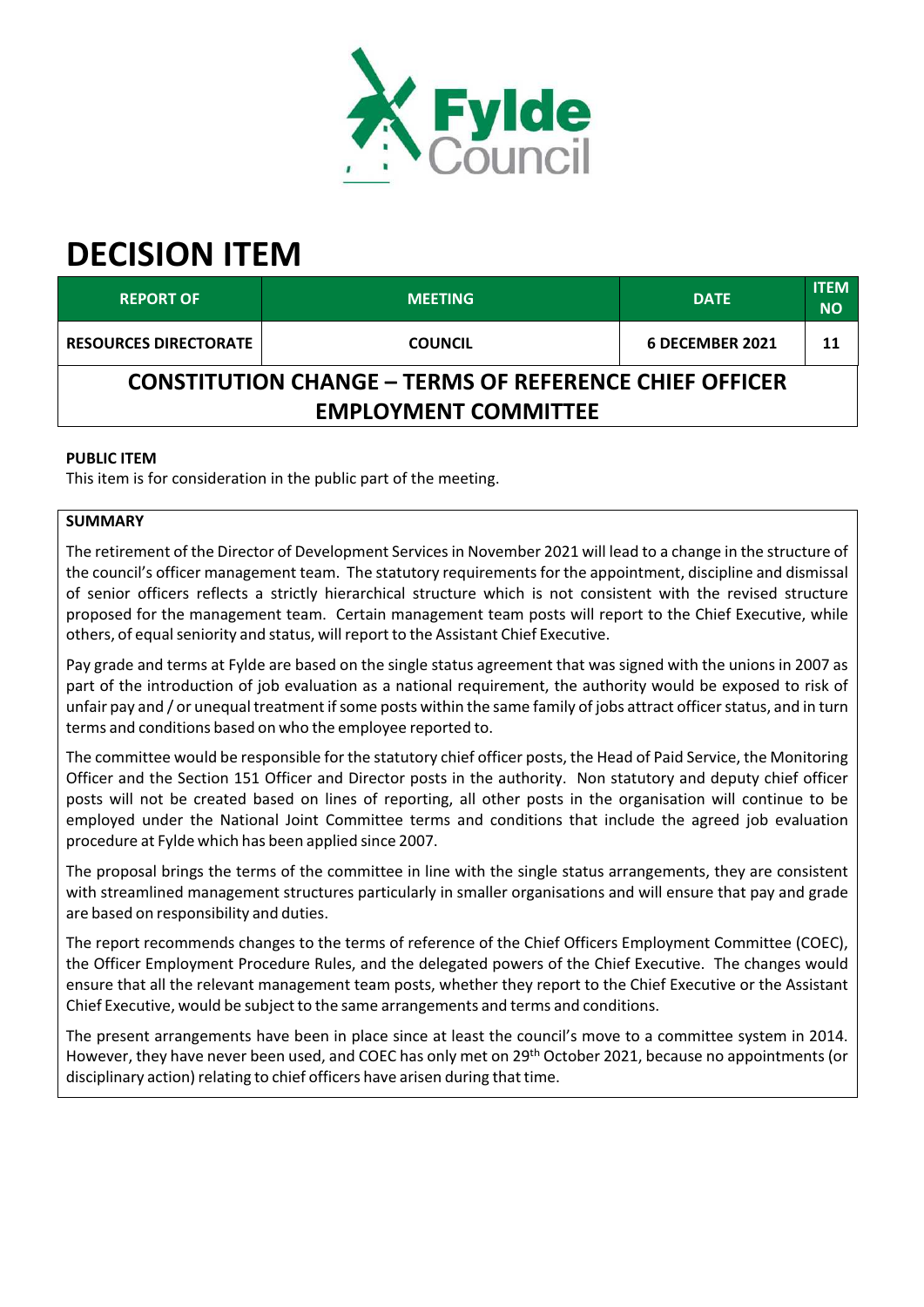# DECISION ITEM

| REPORT OF | MEETING | DATE | ITEM NO |
|---|---|---|---|
| RESOURCES DIRECTORATE | COUNCIL | 6 DECEMBER 2021 | 11 |

## CONSTITUTION CHANGE – TERMS OF REFERENCE CHIEF OFFICER EMPLOYMENT COMMITTEE

**PUBLIC ITEM**

This item is for consideration in the public part of the meeting.

**SUMMARY**

The retirement of the Director of Development Services in November 2021 will lead to a change in the structure of the council's officer management team. The statutory requirements for the appointment, discipline and dismissal of senior officers reflects a strictly hierarchical structure which is not consistent with the revised structure proposed for the management team. Certain management team posts will report to the Chief Executive, while others, of equal seniority and status, will report to the Assistant Chief Executive.

Pay grade and terms at Fylde are based on the single status agreement that was signed with the unions in 2007 as part of the introduction of job evaluation as a national requirement, the authority would be exposed to risk of unfair pay and / or unequal treatment if some posts within the same family of jobs attract officer status, and in turn terms and conditions based on who the employee reported to.

The committee would be responsible for the statutory chief officer posts, the Head of Paid Service, the Monitoring Officer and the Section 151 Officer and Director posts in the authority. Non statutory and deputy chief officer posts will not be created based on lines of reporting, all other posts in the organisation will continue to be employed under the National Joint Committee terms and conditions that include the agreed job evaluation procedure at Fylde which has been applied since 2007.

The proposal brings the terms of the committee in line with the single status arrangements, they are consistent with streamlined management structures particularly in smaller organisations and will ensure that pay and grade are based on responsibility and duties.

The report recommends changes to the terms of reference of the Chief Officers Employment Committee (COEC), the Officer Employment Procedure Rules, and the delegated powers of the Chief Executive. The changes would ensure that all the relevant management team posts, whether they report to the Chief Executive or the Assistant Chief Executive, would be subject to the same arrangements and terms and conditions.

The present arrangements have been in place since at least the council's move to a committee system in 2014. However, they have never been used, and COEC has only met on 29th October 2021, because no appointments (or disciplinary action) relating to chief officers have arisen during that time.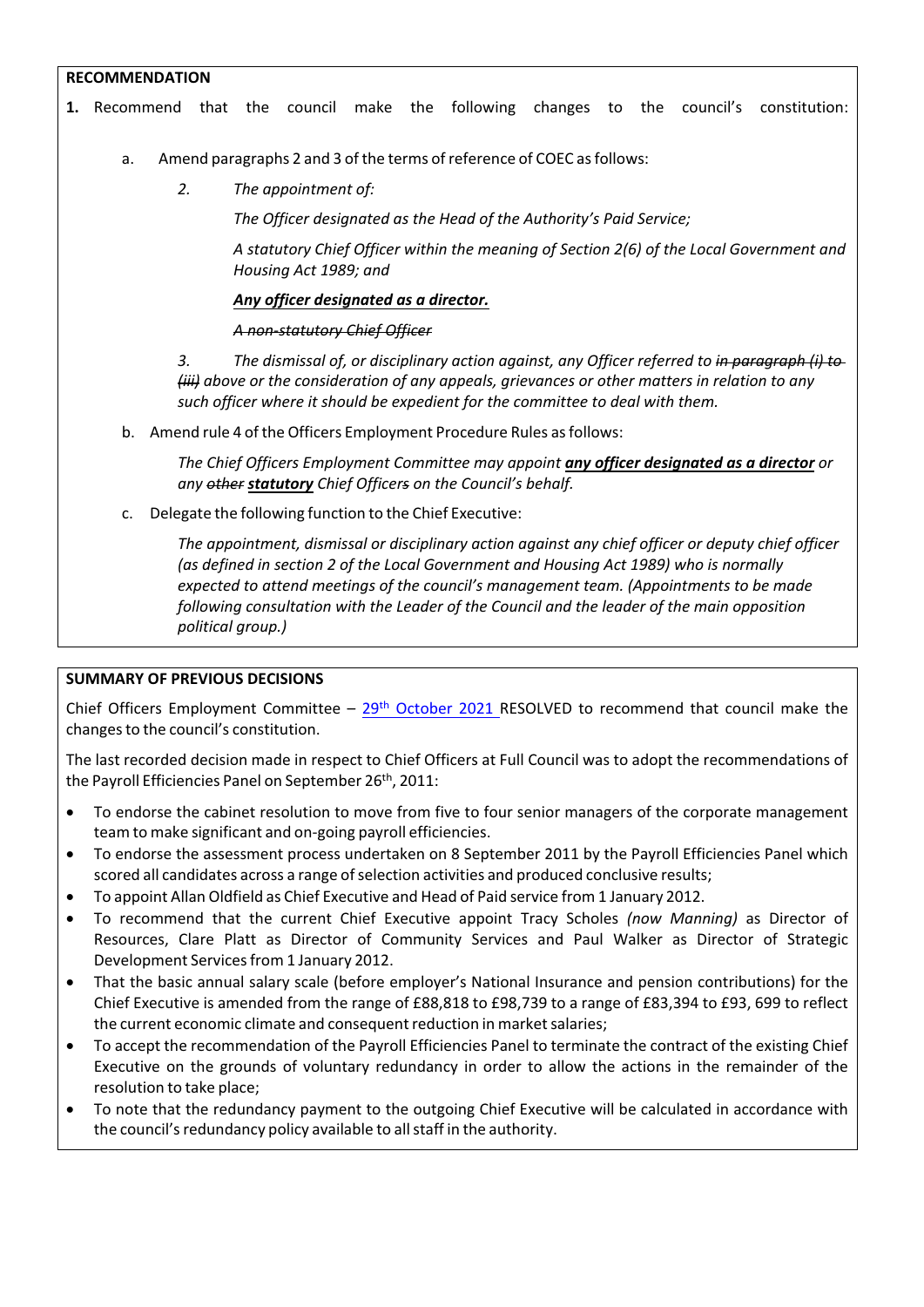**RECOMMENDATION**

1. Recommend that the council make the following changes to the council's constitution:

   a. Amend paragraphs 2 and 3 of the terms of reference of COEC as follows:

   > *2. The appointment of:*
   >
   > *The Officer designated as the Head of the Authority's Paid Service;*
   >
   > *A statutory Chief Officer within the meaning of Section 2(6) of the Local Government and Housing Act 1989; and*
   >
   > ***Any officer designated as a director.***
   >
   > *~~A non-statutory Chief Officer~~*
   >
   > *3. The dismissal of, or disciplinary action against, any Officer referred to ~~in paragraph (i) to (iii)~~ above or the consideration of any appeals, grievances or other matters in relation to any such officer where it should be expedient for the committee to deal with them.*

   b. Amend rule 4 of the Officers Employment Procedure Rules as follows:

   > *The Chief Officers Employment Committee may appoint **any officer designated as a director** or any ~~other~~ **statutory** Chief Officer~~s~~ on the Council's behalf.*

   c. Delegate the following function to the Chief Executive:

   > *The appointment, dismissal or disciplinary action against any chief officer or deputy chief officer (as defined in section 2 of the Local Government and Housing Act 1989) who is normally expected to attend meetings of the council's management team. (Appointments to be made following consultation with the Leader of the Council and the leader of the main opposition political group.)*

**SUMMARY OF PREVIOUS DECISIONS**

Chief Officers Employment Committee – 29th October 2021 RESOLVED to recommend that council make the changes to the council's constitution.

The last recorded decision made in respect to Chief Officers at Full Council was to adopt the recommendations of the Payroll Efficiencies Panel on September 26th, 2011:

- To endorse the cabinet resolution to move from five to four senior managers of the corporate management team to make significant and on-going payroll efficiencies.
- To endorse the assessment process undertaken on 8 September 2011 by the Payroll Efficiencies Panel which scored all candidates across a range of selection activities and produced conclusive results;
- To appoint Allan Oldfield as Chief Executive and Head of Paid service from 1 January 2012.
- To recommend that the current Chief Executive appoint Tracy Scholes *(now Manning)* as Director of Resources, Clare Platt as Director of Community Services and Paul Walker as Director of Strategic Development Services from 1 January 2012.
- That the basic annual salary scale (before employer's National Insurance and pension contributions) for the Chief Executive is amended from the range of £88,818 to £98,739 to a range of £83,394 to £93, 699 to reflect the current economic climate and consequent reduction in market salaries;
- To accept the recommendation of the Payroll Efficiencies Panel to terminate the contract of the existing Chief Executive on the grounds of voluntary redundancy in order to allow the actions in the remainder of the resolution to take place;
- To note that the redundancy payment to the outgoing Chief Executive will be calculated in accordance with the council's redundancy policy available to all staff in the authority.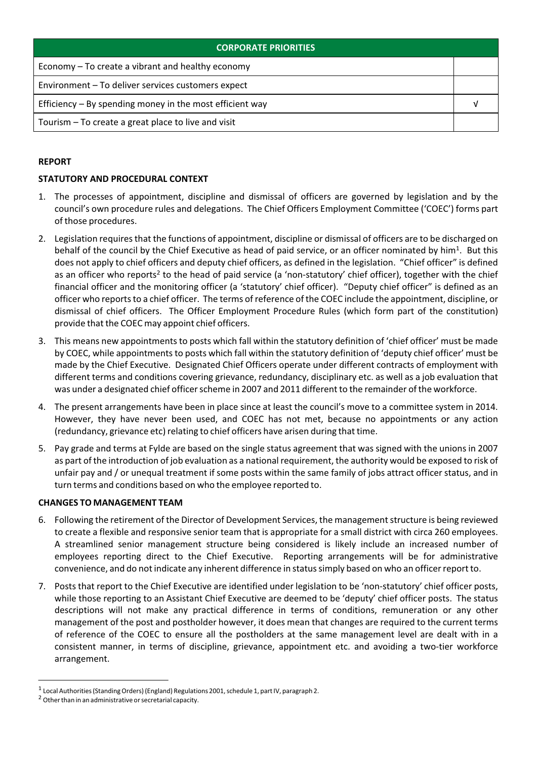| CORPORATE PRIORITIES | |
|---|---|
| Economy – To create a vibrant and healthy economy | |
| Environment – To deliver services customers expect | |
| Efficiency – By spending money in the most efficient way | √ |
| Tourism – To create a great place to live and visit | |

**REPORT**

**STATUTORY AND PROCEDURAL CONTEXT**

1. The processes of appointment, discipline and dismissal of officers are governed by legislation and by the council's own procedure rules and delegations. The Chief Officers Employment Committee ('COEC') forms part of those procedures.

2. Legislation requires that the functions of appointment, discipline or dismissal of officers are to be discharged on behalf of the council by the Chief Executive as head of paid service, or an officer nominated by him[1]. But this does not apply to chief officers and deputy chief officers, as defined in the legislation. "Chief officer" is defined as an officer who reports[2] to the head of paid service (a 'non-statutory' chief officer), together with the chief financial officer and the monitoring officer (a 'statutory' chief officer). "Deputy chief officer" is defined as an officer who reports to a chief officer. The terms of reference of the COEC include the appointment, discipline, or dismissal of chief officers. The Officer Employment Procedure Rules (which form part of the constitution) provide that the COEC may appoint chief officers.

3. This means new appointments to posts which fall within the statutory definition of 'chief officer' must be made by COEC, while appointments to posts which fall within the statutory definition of 'deputy chief officer' must be made by the Chief Executive. Designated Chief Officers operate under different contracts of employment with different terms and conditions covering grievance, redundancy, disciplinary etc. as well as a job evaluation that was under a designated chief officer scheme in 2007 and 2011 different to the remainder of the workforce.

4. The present arrangements have been in place since at least the council's move to a committee system in 2014. However, they have never been used, and COEC has not met, because no appointments or any action (redundancy, grievance etc) relating to chief officers have arisen during that time.

5. Pay grade and terms at Fylde are based on the single status agreement that was signed with the unions in 2007 as part of the introduction of job evaluation as a national requirement, the authority would be exposed to risk of unfair pay and / or unequal treatment if some posts within the same family of jobs attract officer status, and in turn terms and conditions based on who the employee reported to.

**CHANGES TO MANAGEMENT TEAM**

6. Following the retirement of the Director of Development Services, the management structure is being reviewed to create a flexible and responsive senior team that is appropriate for a small district with circa 260 employees. A streamlined senior management structure being considered is likely include an increased number of employees reporting direct to the Chief Executive. Reporting arrangements will be for administrative convenience, and do not indicate any inherent difference in status simply based on who an officer report to.

7. Posts that report to the Chief Executive are identified under legislation to be 'non-statutory' chief officer posts, while those reporting to an Assistant Chief Executive are deemed to be 'deputy' chief officer posts. The status descriptions will not make any practical difference in terms of conditions, remuneration or any other management of the post and postholder however, it does mean that changes are required to the current terms of reference of the COEC to ensure all the postholders at the same management level are dealt with in a consistent manner, in terms of discipline, grievance, appointment etc. and avoiding a two-tier workforce arrangement.

---

[1] Local Authorities (Standing Orders) (England) Regulations 2001, schedule 1, part IV, paragraph 2.

[2] Other than in an administrative or secretarial capacity.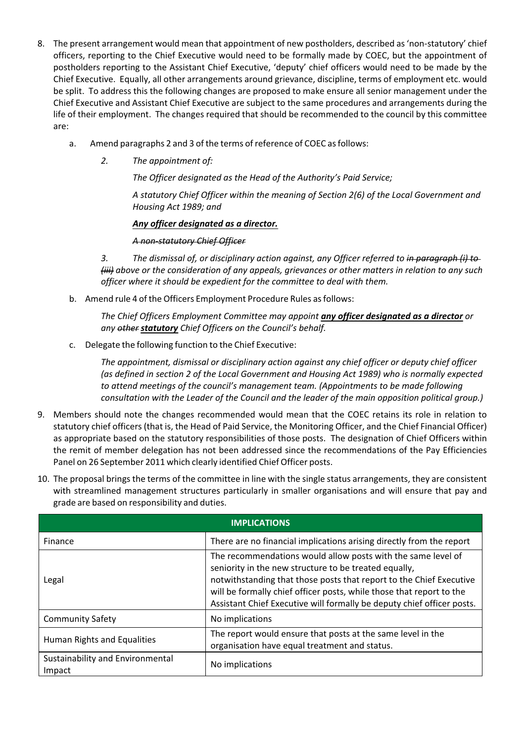8. The present arrangement would mean that appointment of new postholders, described as 'non-statutory' chief officers, reporting to the Chief Executive would need to be formally made by COEC, but the appointment of postholders reporting to the Assistant Chief Executive, 'deputy' chief officers would need to be made by the Chief Executive. Equally, all other arrangements around grievance, discipline, terms of employment etc. would be split. To address this the following changes are proposed to make ensure all senior management under the Chief Executive and Assistant Chief Executive are subject to the same procedures and arrangements during the life of their employment. The changes required that should be recommended to the council by this committee are:

   a. Amend paragraphs 2 and 3 of the terms of reference of COEC as follows:

      *2. The appointment of:*

      *The Officer designated as the Head of the Authority's Paid Service;*

      *A statutory Chief Officer within the meaning of Section 2(6) of the Local Government and Housing Act 1989; and*

      ***<u>Any officer designated as a director.</u>***

      *~~A non-statutory Chief Officer~~*

      *3. The dismissal of, or disciplinary action against, any Officer referred to ~~in paragraph (i) to (iii)~~ above or the consideration of any appeals, grievances or other matters in relation to any such officer where it should be expedient for the committee to deal with them.*

   b. Amend rule 4 of the Officers Employment Procedure Rules as follows:

      *The Chief Officers Employment Committee may appoint **<u>any officer designated as a director</u>** or any ~~other~~ **<u>statutory</u>** Chief Officer~~s~~ on the Council's behalf.*

   c. Delegate the following function to the Chief Executive:

      *The appointment, dismissal or disciplinary action against any chief officer or deputy chief officer (as defined in section 2 of the Local Government and Housing Act 1989) who is normally expected to attend meetings of the council's management team. (Appointments to be made following consultation with the Leader of the Council and the leader of the main opposition political group.)*

9. Members should note the changes recommended would mean that the COEC retains its role in relation to statutory chief officers (that is, the Head of Paid Service, the Monitoring Officer, and the Chief Financial Officer) as appropriate based on the statutory responsibilities of those posts. The designation of Chief Officers within the remit of member delegation has not been addressed since the recommendations of the Pay Efficiencies Panel on 26 September 2011 which clearly identified Chief Officer posts.

10. The proposal brings the terms of the committee in line with the single status arrangements, they are consistent with streamlined management structures particularly in smaller organisations and will ensure that pay and grade are based on responsibility and duties.

| IMPLICATIONS | |
|---|---|
| Finance | There are no financial implications arising directly from the report |
| Legal | The recommendations would allow posts with the same level of seniority in the new structure to be treated equally, notwithstanding that those posts that report to the Chief Executive will be formally chief officer posts, while those that report to the Assistant Chief Executive will formally be deputy chief officer posts. |
| Community Safety | No implications |
| Human Rights and Equalities | The report would ensure that posts at the same level in the organisation have equal treatment and status. |
| Sustainability and Environmental Impact | No implications |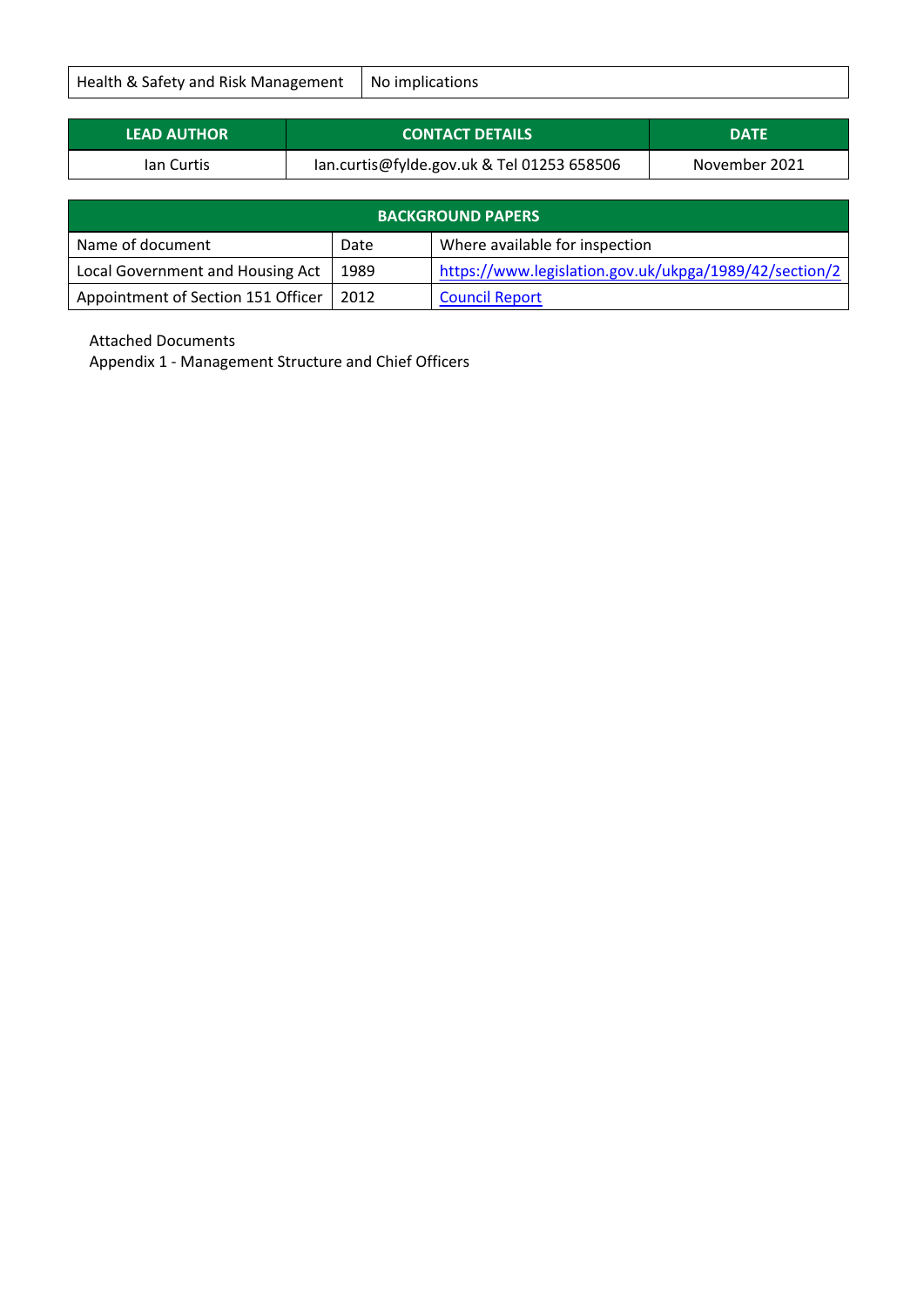| | |
|---|---|
| Health & Safety and Risk Management | No implications |

| LEAD AUTHOR | CONTACT DETAILS | DATE |
|---|---|---|
| Ian Curtis | Ian.curtis@fylde.gov.uk & Tel 01253 658506 | November 2021 |

| BACKGROUND PAPERS | | |
|---|---|---|
| Name of document | Date | Where available for inspection |
| Local Government and Housing Act | 1989 | https://www.legislation.gov.uk/ukpga/1989/42/section/2 |
| Appointment of Section 151 Officer | 2012 | Council Report |

Attached Documents

Appendix 1 - Management Structure and Chief Officers